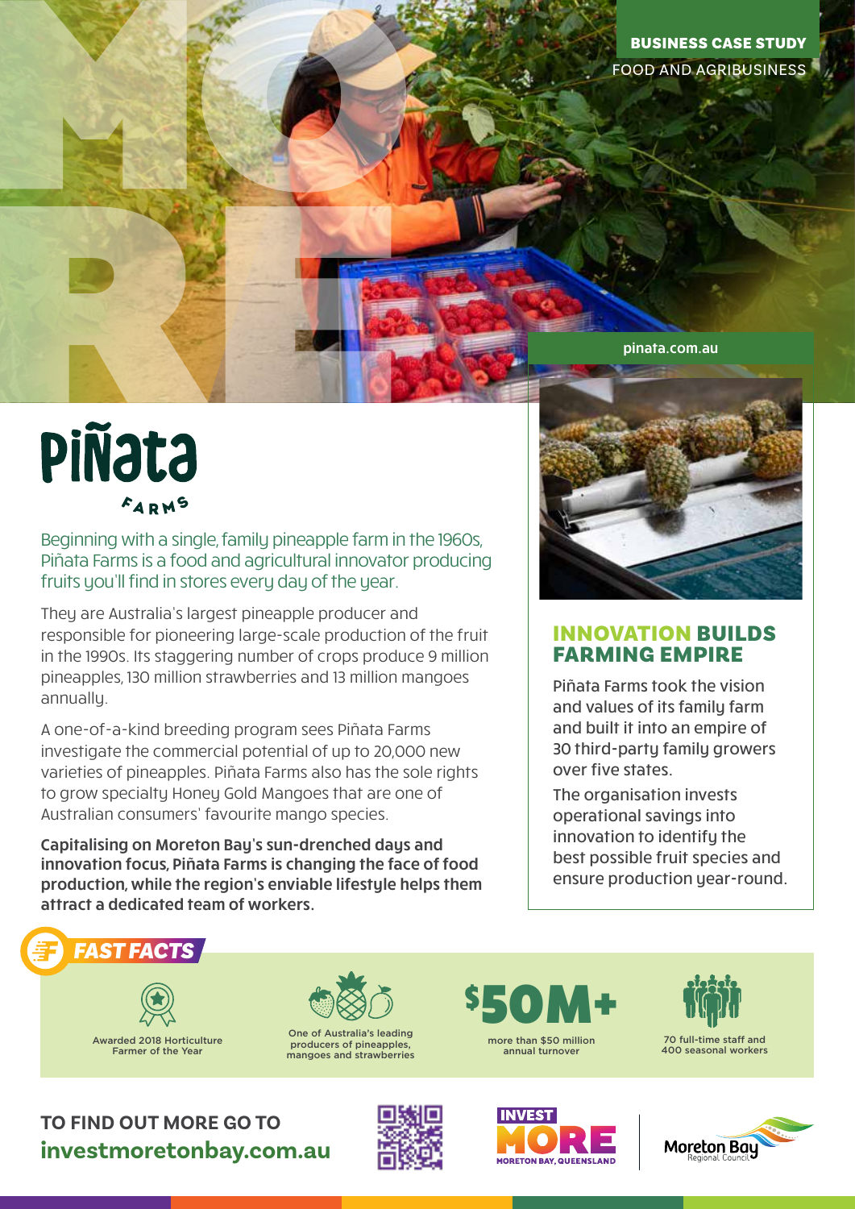**BUSINESS CASE STUDY**
FOOD AND AGRIBUSINESS

pinata.com.au

# Piñata Farms

Beginning with a single, family pineapple farm in the 1960s, Piñata Farms is a food and agricultural innovator producing fruits you'll find in stores every day of the year.

They are Australia's largest pineapple producer and responsible for pioneering large-scale production of the fruit in the 1990s. Its staggering number of crops produce 9 million pineapples, 130 million strawberries and 13 million mangoes annually.

A one-of-a-kind breeding program sees Piñata Farms investigate the commercial potential of up to 20,000 new varieties of pineapples. Piñata Farms also has the sole rights to grow specialty Honey Gold Mangoes that are one of Australian consumers' favourite mango species.

**Capitalising on Moreton Bay's sun-drenched days and innovation focus, Piñata Farms is changing the face of food production, while the region's enviable lifestyle helps them attract a dedicated team of workers.**

## INNOVATION BUILDS FARMING EMPIRE

Piñata Farms took the vision and values of its family farm and built it into an empire of 30 third-party family growers over five states.

The organisation invests operational savings into innovation to identify the best possible fruit species and ensure production year-round.

## FAST FACTS

- Awarded 2018 Horticulture Farmer of the Year
- One of Australia's leading producers of pineapples, mangoes and strawberries
- **$50M+** more than $50 million annual turnover
- 70 full-time staff and 400 seasonal workers

**TO FIND OUT MORE GO TO**
**investmoretonbay.com.au**

INVEST MORE — MORETON BAY, QUEENSLAND

Moreton Bay Regional Council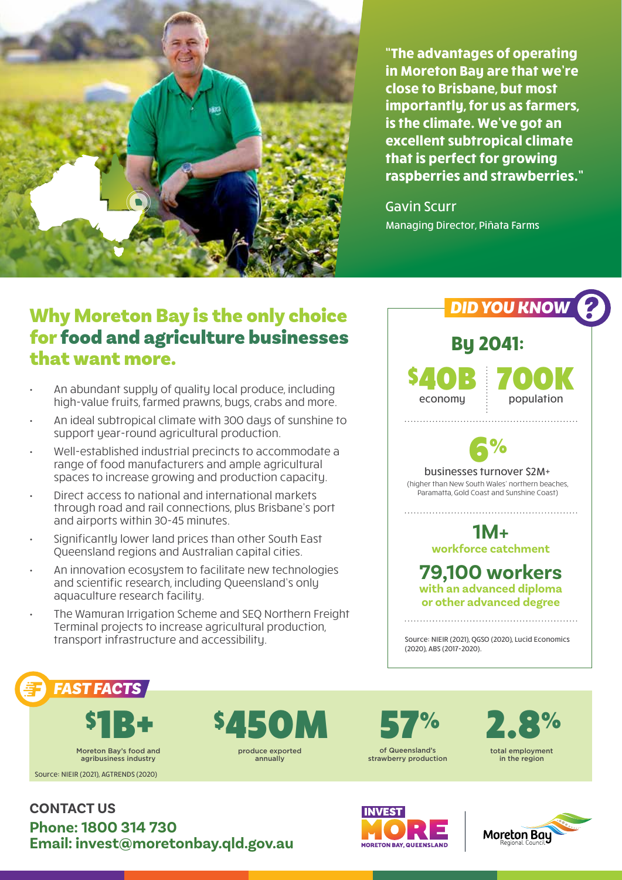"The advantages of operating in Moreton Bay are that we're close to Brisbane, but most importantly, for us as farmers, is the climate. We've got an excellent subtropical climate that is perfect for growing raspberries and strawberries."

Gavin Scurr
Managing Director, Piñata Farms

## Why Moreton Bay is the only choice for food and agriculture businesses that want more.

- An abundant supply of quality local produce, including high-value fruits, farmed prawns, bugs, crabs and more.
- An ideal subtropical climate with 300 days of sunshine to support year-round agricultural production.
- Well-established industrial precincts to accommodate a range of food manufacturers and ample agricultural spaces to increase growing and production capacity.
- Direct access to national and international markets through road and rail connections, plus Brisbane's port and airports within 30-45 minutes.
- Significantly lower land prices than other South East Queensland regions and Australian capital cities.
- An innovation ecosystem to facilitate new technologies and scientific research, including Queensland's only aquaculture research facility.
- The Wamuran Irrigation Scheme and SEQ Northern Freight Terminal projects to increase agricultural production, transport infrastructure and accessibility.

## DID YOU KNOW ?

### By 2041:

**$40B** economy

**700K** population

**6%** businesses turnover $2M+
(higher than New South Wales' northern beaches, Paramatta, Gold Coast and Sunshine Coast)

**1M+** workforce catchment

**79,100 workers** with an advanced diploma or other advanced degree

Source: NIEIR (2021), QGSO (2020), Lucid Economics (2020), ABS (2017-2020).

## FAST FACTS

**$1B+** Moreton Bay's food and agribusiness industry

**$450M** produce exported annually

**57%** of Queensland's strawberry production

**2.8%** total employment in the region

Source: NIEIR (2021), AGTRENDS (2020)

**CONTACT US**
**Phone: 1800 314 730**
**Email: invest@moretonbay.qld.gov.au**

INVEST MORE MORETON BAY, QUEENSLAND

Moreton Bay Regional Council